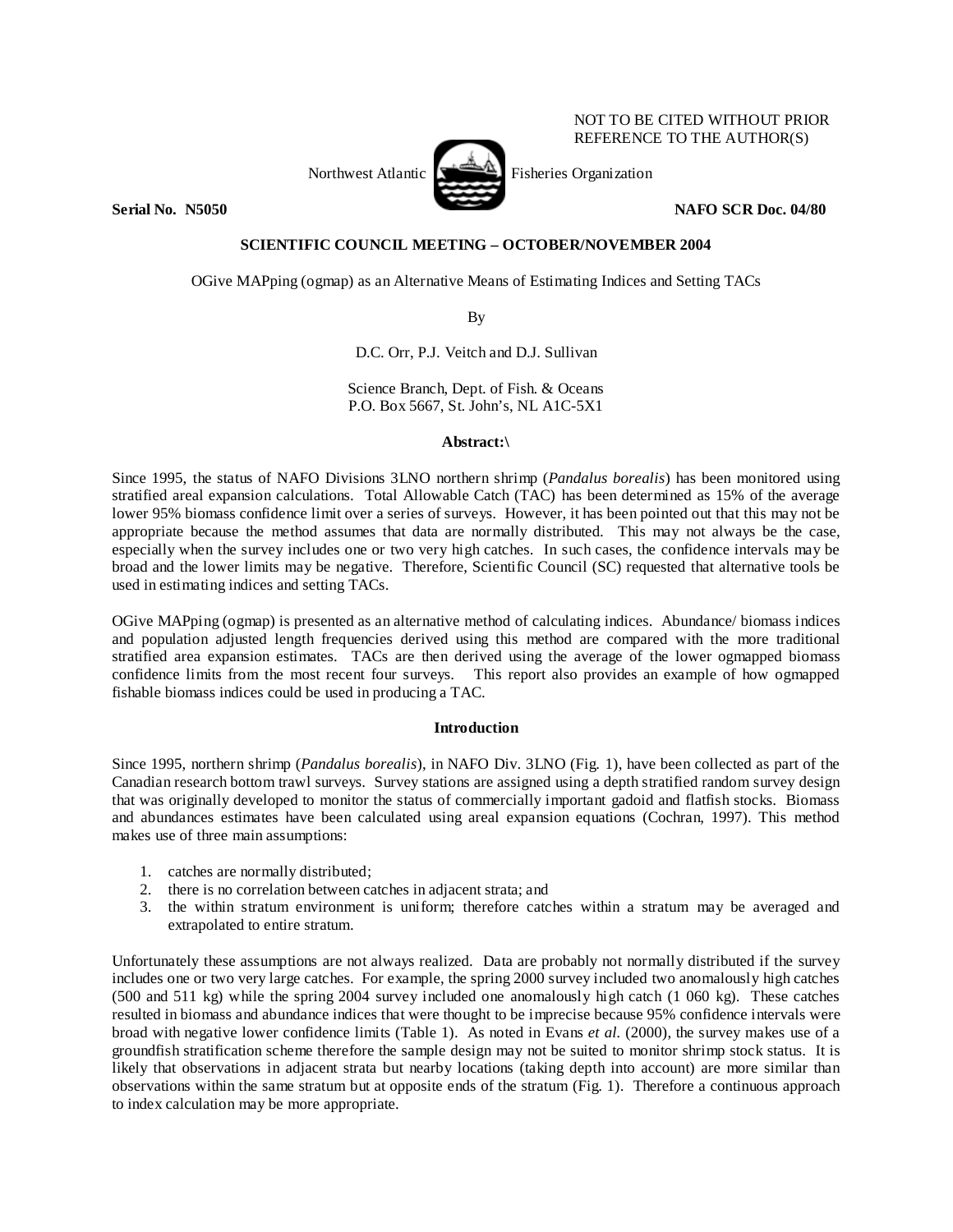NOT TO BE CITED WITHOUT PRIOR REFERENCE TO THE AUTHOR(S)

Northwest Atlantic Fisheries Organization

**Serial No. N5050** **NAFO SCR Doc. 04/80**

**SCIENTIFIC COUNCIL MEETING – OCTOBER/NOVEMBER 2004**

OGive MAPping (ogmap) as an Alternative Means of Estimating Indices and Setting TACs

By

D.C. Orr, P.J. Veitch and D.J. Sullivan

Science Branch, Dept. of Fish. & Oceans
P.O. Box 5667, St. John's, NL A1C-5X1

**Abstract:\**

Since 1995, the status of NAFO Divisions 3LNO northern shrimp (*Pandalus borealis*) has been monitored using stratified areal expansion calculations. Total Allowable Catch (TAC) has been determined as 15% of the average lower 95% biomass confidence limit over a series of surveys. However, it has been pointed out that this may not be appropriate because the method assumes that data are normally distributed. This may not always be the case, especially when the survey includes one or two very high catches. In such cases, the confidence intervals may be broad and the lower limits may be negative. Therefore, Scientific Council (SC) requested that alternative tools be used in estimating indices and setting TACs.

OGive MAPping (ogmap) is presented as an alternative method of calculating indices. Abundance/ biomass indices and population adjusted length frequencies derived using this method are compared with the more traditional stratified area expansion estimates. TACs are then derived using the average of the lower ogmapped biomass confidence limits from the most recent four surveys. This report also provides an example of how ogmapped fishable biomass indices could be used in producing a TAC.

**Introduction**

Since 1995, northern shrimp (*Pandalus borealis*), in NAFO Div. 3LNO (Fig. 1), have been collected as part of the Canadian research bottom trawl surveys. Survey stations are assigned using a depth stratified random survey design that was originally developed to monitor the status of commercially important gadoid and flatfish stocks. Biomass and abundances estimates have been calculated using areal expansion equations (Cochran, 1997). This method makes use of three main assumptions:

1. catches are normally distributed;
2. there is no correlation between catches in adjacent strata; and
3. the within stratum environment is uniform; therefore catches within a stratum may be averaged and extrapolated to entire stratum.

Unfortunately these assumptions are not always realized. Data are probably not normally distributed if the survey includes one or two very large catches. For example, the spring 2000 survey included two anomalously high catches (500 and 511 kg) while the spring 2004 survey included one anomalously high catch (1 060 kg). These catches resulted in biomass and abundance indices that were thought to be imprecise because 95% confidence intervals were broad with negative lower confidence limits (Table 1). As noted in Evans *et al.* (2000), the survey makes use of a groundfish stratification scheme therefore the sample design may not be suited to monitor shrimp stock status. It is likely that observations in adjacent strata but nearby locations (taking depth into account) are more similar than observations within the same stratum but at opposite ends of the stratum (Fig. 1). Therefore a continuous approach to index calculation may be more appropriate.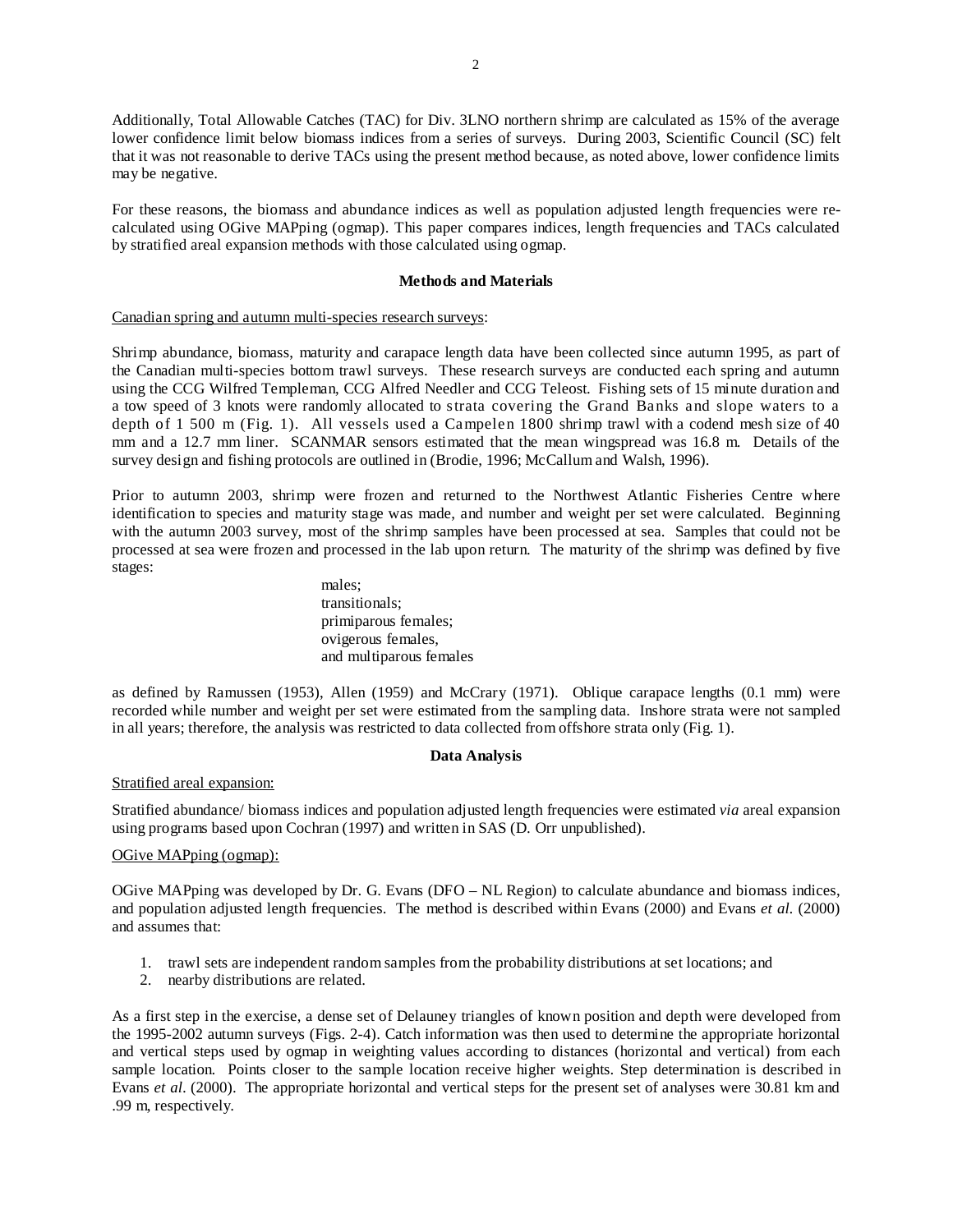Additionally, Total Allowable Catches (TAC) for Div. 3LNO northern shrimp are calculated as 15% of the average lower confidence limit below biomass indices from a series of surveys. During 2003, Scientific Council (SC) felt that it was not reasonable to derive TACs using the present method because, as noted above, lower confidence limits may be negative.

For these reasons, the biomass and abundance indices as well as population adjusted length frequencies were re-calculated using OGive MAPping (ogmap). This paper compares indices, length frequencies and TACs calculated by stratified areal expansion methods with those calculated using ogmap.

## Methods and Materials

Canadian spring and autumn multi-species research surveys:

Shrimp abundance, biomass, maturity and carapace length data have been collected since autumn 1995, as part of the Canadian multi-species bottom trawl surveys. These research surveys are conducted each spring and autumn using the CCG Wilfred Templeman, CCG Alfred Needler and CCG Teleost. Fishing sets of 15 minute duration and a tow speed of 3 knots were randomly allocated to strata covering the Grand Banks and slope waters to a depth of 1 500 m (Fig. 1). All vessels used a Campelen 1800 shrimp trawl with a codend mesh size of 40 mm and a 12.7 mm liner. SCANMAR sensors estimated that the mean wingspread was 16.8 m. Details of the survey design and fishing protocols are outlined in (Brodie, 1996; McCallum and Walsh, 1996).

Prior to autumn 2003, shrimp were frozen and returned to the Northwest Atlantic Fisheries Centre where identification to species and maturity stage was made, and number and weight per set were calculated. Beginning with the autumn 2003 survey, most of the shrimp samples have been processed at sea. Samples that could not be processed at sea were frozen and processed in the lab upon return. The maturity of the shrimp was defined by five stages:

males;
transitionals;
primiparous females;
ovigerous females,
and multiparous females

as defined by Ramussen (1953), Allen (1959) and McCrary (1971). Oblique carapace lengths (0.1 mm) were recorded while number and weight per set were estimated from the sampling data. Inshore strata were not sampled in all years; therefore, the analysis was restricted to data collected from offshore strata only (Fig. 1).

## Data Analysis

Stratified areal expansion:

Stratified abundance/ biomass indices and population adjusted length frequencies were estimated *via* areal expansion using programs based upon Cochran (1997) and written in SAS (D. Orr unpublished).

OGive MAPping (ogmap):

OGive MAPping was developed by Dr. G. Evans (DFO – NL Region) to calculate abundance and biomass indices, and population adjusted length frequencies. The method is described within Evans (2000) and Evans *et al.* (2000) and assumes that:

1. trawl sets are independent random samples from the probability distributions at set locations; and
2. nearby distributions are related.

As a first step in the exercise, a dense set of Delauney triangles of known position and depth were developed from the 1995-2002 autumn surveys (Figs. 2-4). Catch information was then used to determine the appropriate horizontal and vertical steps used by ogmap in weighting values according to distances (horizontal and vertical) from each sample location. Points closer to the sample location receive higher weights. Step determination is described in Evans *et al.* (2000). The appropriate horizontal and vertical steps for the present set of analyses were 30.81 km and .99 m, respectively.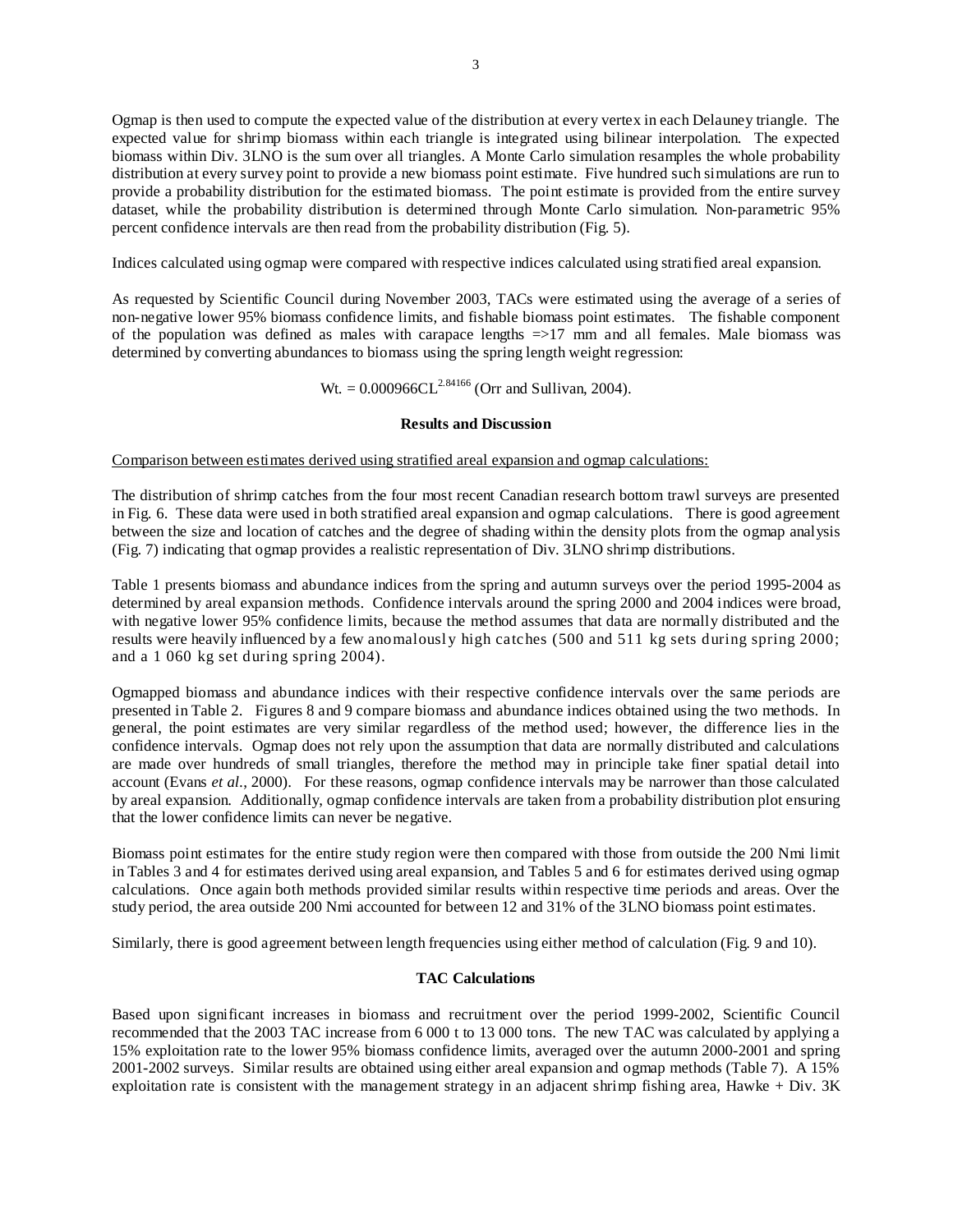Ogmap is then used to compute the expected value of the distribution at every vertex in each Delauney triangle. The expected value for shrimp biomass within each triangle is integrated using bilinear interpolation. The expected biomass within Div. 3LNO is the sum over all triangles. A Monte Carlo simulation resamples the whole probability distribution at every survey point to provide a new biomass point estimate. Five hundred such simulations are run to provide a probability distribution for the estimated biomass. The point estimate is provided from the entire survey dataset, while the probability distribution is determined through Monte Carlo simulation. Non-parametric 95% percent confidence intervals are then read from the probability distribution (Fig. 5).

Indices calculated using ogmap were compared with respective indices calculated using stratified areal expansion.

As requested by Scientific Council during November 2003, TACs were estimated using the average of a series of non-negative lower 95% biomass confidence limits, and fishable biomass point estimates. The fishable component of the population was defined as males with carapace lengths =>17 mm and all females. Male biomass was determined by converting abundances to biomass using the spring length weight regression:

$$\text{Wt.} = 0.000966\text{CL}^{2.84166} \text{ (Orr and Sullivan, 2004).}$$

## Results and Discussion

Comparison between estimates derived using stratified areal expansion and ogmap calculations:

The distribution of shrimp catches from the four most recent Canadian research bottom trawl surveys are presented in Fig. 6. These data were used in both stratified areal expansion and ogmap calculations. There is good agreement between the size and location of catches and the degree of shading within the density plots from the ogmap analysis (Fig. 7) indicating that ogmap provides a realistic representation of Div. 3LNO shrimp distributions.

Table 1 presents biomass and abundance indices from the spring and autumn surveys over the period 1995-2004 as determined by areal expansion methods. Confidence intervals around the spring 2000 and 2004 indices were broad, with negative lower 95% confidence limits, because the method assumes that data are normally distributed and the results were heavily influenced by a few anomalously high catches (500 and 511 kg sets during spring 2000; and a 1 060 kg set during spring 2004).

Ogmapped biomass and abundance indices with their respective confidence intervals over the same periods are presented in Table 2. Figures 8 and 9 compare biomass and abundance indices obtained using the two methods. In general, the point estimates are very similar regardless of the method used; however, the difference lies in the confidence intervals. Ogmap does not rely upon the assumption that data are normally distributed and calculations are made over hundreds of small triangles, therefore the method may in principle take finer spatial detail into account (Evans *et al.*, 2000). For these reasons, ogmap confidence intervals may be narrower than those calculated by areal expansion. Additionally, ogmap confidence intervals are taken from a probability distribution plot ensuring that the lower confidence limits can never be negative.

Biomass point estimates for the entire study region were then compared with those from outside the 200 Nmi limit in Tables 3 and 4 for estimates derived using areal expansion, and Tables 5 and 6 for estimates derived using ogmap calculations. Once again both methods provided similar results within respective time periods and areas. Over the study period, the area outside 200 Nmi accounted for between 12 and 31% of the 3LNO biomass point estimates.

Similarly, there is good agreement between length frequencies using either method of calculation (Fig. 9 and 10).

## TAC Calculations

Based upon significant increases in biomass and recruitment over the period 1999-2002, Scientific Council recommended that the 2003 TAC increase from 6 000 t to 13 000 tons. The new TAC was calculated by applying a 15% exploitation rate to the lower 95% biomass confidence limits, averaged over the autumn 2000-2001 and spring 2001-2002 surveys. Similar results are obtained using either areal expansion and ogmap methods (Table 7). A 15% exploitation rate is consistent with the management strategy in an adjacent shrimp fishing area, Hawke + Div. 3K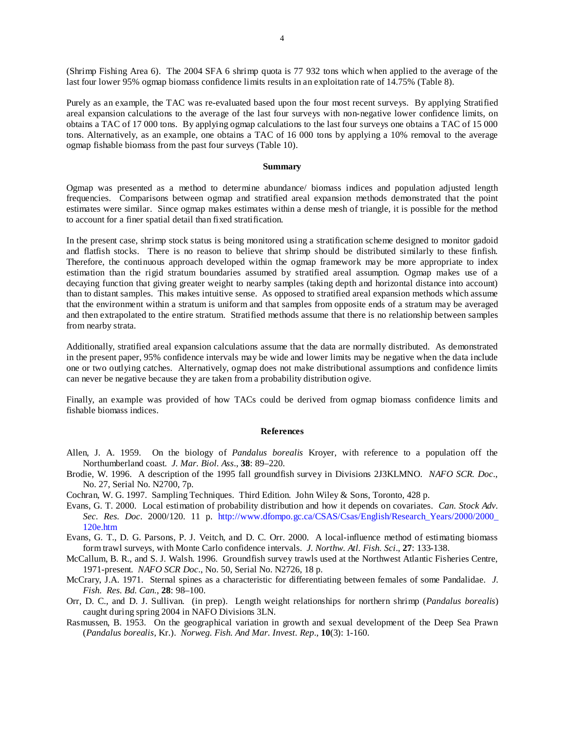(Shrimp Fishing Area 6). The 2004 SFA 6 shrimp quota is 77 932 tons which when applied to the average of the last four lower 95% ogmap biomass confidence limits results in an exploitation rate of 14.75% (Table 8).

Purely as an example, the TAC was re-evaluated based upon the four most recent surveys. By applying Stratified areal expansion calculations to the average of the last four surveys with non-negative lower confidence limits, on obtains a TAC of 17 000 tons. By applying ogmap calculations to the last four surveys one obtains a TAC of 15 000 tons. Alternatively, as an example, one obtains a TAC of 16 000 tons by applying a 10% removal to the average ogmap fishable biomass from the past four surveys (Table 10).

## Summary

Ogmap was presented as a method to determine abundance/ biomass indices and population adjusted length frequencies. Comparisons between ogmap and stratified areal expansion methods demonstrated that the point estimates were similar. Since ogmap makes estimates within a dense mesh of triangle, it is possible for the method to account for a finer spatial detail than fixed stratification.

In the present case, shrimp stock status is being monitored using a stratification scheme designed to monitor gadoid and flatfish stocks. There is no reason to believe that shrimp should be distributed similarly to these finfish. Therefore, the continuous approach developed within the ogmap framework may be more appropriate to index estimation than the rigid stratum boundaries assumed by stratified areal assumption. Ogmap makes use of a decaying function that giving greater weight to nearby samples (taking depth and horizontal distance into account) than to distant samples. This makes intuitive sense. As opposed to stratified areal expansion methods which assume that the environment within a stratum is uniform and that samples from opposite ends of a stratum may be averaged and then extrapolated to the entire stratum. Stratified methods assume that there is no relationship between samples from nearby strata.

Additionally, stratified areal expansion calculations assume that the data are normally distributed. As demonstrated in the present paper, 95% confidence intervals may be wide and lower limits may be negative when the data include one or two outlying catches. Alternatively, ogmap does not make distributional assumptions and confidence limits can never be negative because they are taken from a probability distribution ogive.

Finally, an example was provided of how TACs could be derived from ogmap biomass confidence limits and fishable biomass indices.

## References

Allen, J. A. 1959. On the biology of *Pandalus borealis* Kroyer, with reference to a population off the Northumberland coast. *J. Mar. Biol. Ass*., **38**: 89–220.

Brodie, W. 1996. A description of the 1995 fall groundfish survey in Divisions 2J3KLMNO. *NAFO SCR. Doc*., No. 27, Serial No. N2700, 7p.

Cochran, W. G. 1997. Sampling Techniques. Third Edition. John Wiley & Sons, Toronto, 428 p.

Evans, G. T. 2000. Local estimation of probability distribution and how it depends on covariates. *Can. Stock Adv. Sec. Res. Doc*. 2000/120. 11 p. http://www.dfompo.gc.ca/CSAS/Csas/English/Research_Years/2000/2000_120e.htm

Evans, G. T., D. G. Parsons, P. J. Veitch, and D. C. Orr. 2000. A local-influence method of estimating biomass form trawl surveys, with Monte Carlo confidence intervals. *J. Northw. Atl. Fish. Sci*., **27**: 133-138.

McCallum, B. R., and S. J. Walsh. 1996. Groundfish survey trawls used at the Northwest Atlantic Fisheries Centre, 1971-present. *NAFO SCR Doc*., No. 50, Serial No. N2726, 18 p.

McCrary, J.A. 1971. Sternal spines as a characteristic for differentiating between females of some Pandalidae. *J. Fish. Res. Bd. Can.*, **28**: 98–100.

Orr, D. C., and D. J. Sullivan. (in prep). Length weight relationships for northern shrimp (*Pandalus borealis*) caught during spring 2004 in NAFO Divisions 3LN.

Rasmussen, B. 1953. On the geographical variation in growth and sexual development of the Deep Sea Prawn (*Pandalus borealis*, Kr.). *Norweg. Fish. And Mar. Invest. Rep*., **10**(3): 1-160.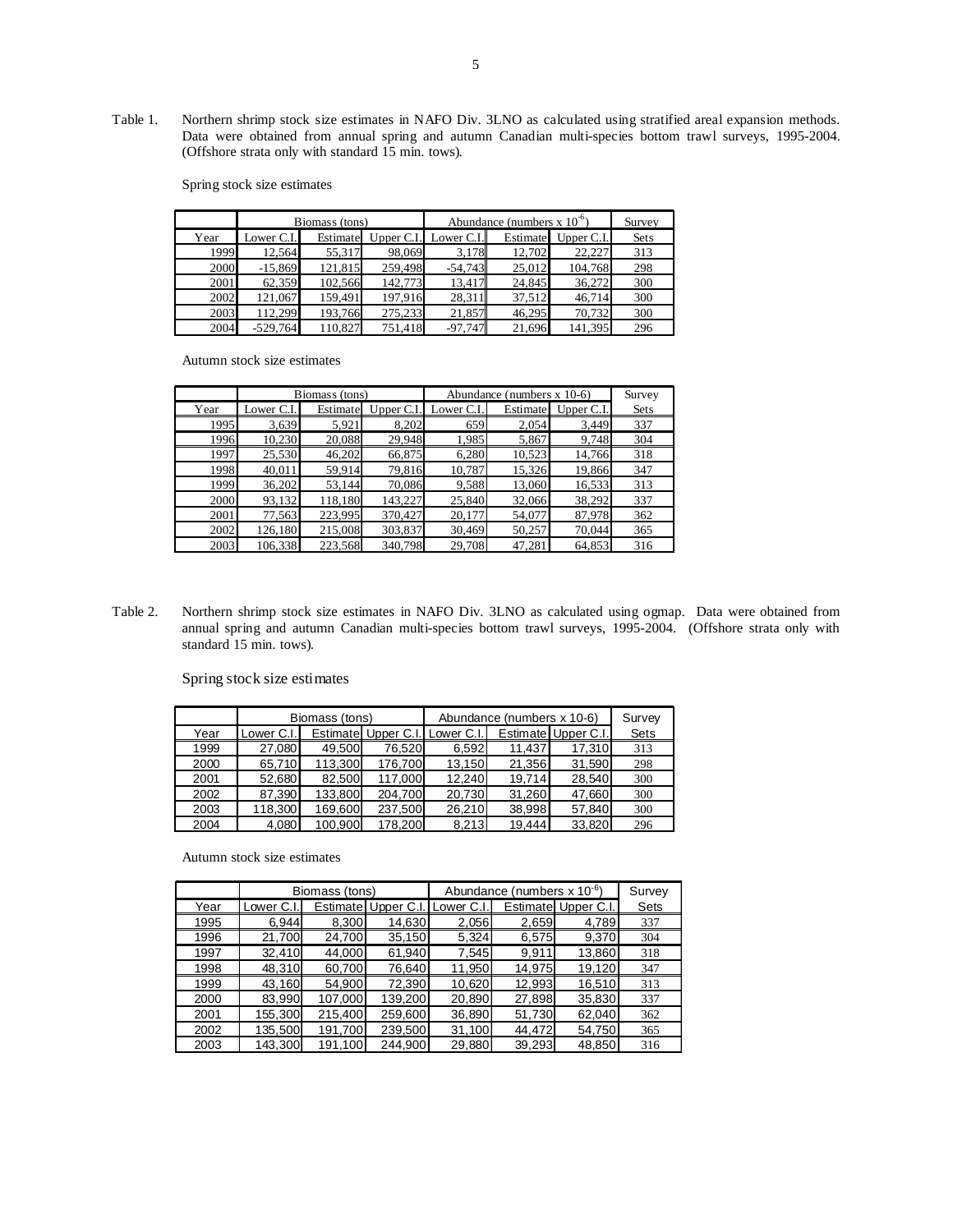Table 1. Northern shrimp stock size estimates in NAFO Div. 3LNO as calculated using stratified areal expansion methods. Data were obtained from annual spring and autumn Canadian multi-species bottom trawl surveys, 1995-2004. (Offshore strata only with standard 15 min. tows).

Spring stock size estimates

| | Biomass (tons) | | | Abundance (numbers x $10^{-6}$) | | | Survey |
|---|---|---|---|---|---|---|---|
| Year | Lower C.I. | Estimate | Upper C.I. | Lower C.I. | Estimate | Upper C.I. | Sets |
| 1999 | 12,564 | 55,317 | 98,069 | 3,178 | 12,702 | 22,227 | 313 |
| 2000 | -15,869 | 121,815 | 259,498 | -54,743 | 25,012 | 104,768 | 298 |
| 2001 | 62,359 | 102,566 | 142,773 | 13,417 | 24,845 | 36,272 | 300 |
| 2002 | 121,067 | 159,491 | 197,916 | 28,311 | 37,512 | 46,714 | 300 |
| 2003 | 112,299 | 193,766 | 275,233 | 21,857 | 46,295 | 70,732 | 300 |
| 2004 | -529,764 | 110,827 | 751,418 | -97,747 | 21,696 | 141,395 | 296 |

Autumn stock size estimates

| | Biomass (tons) | | | Abundance (numbers x 10-6) | | | Survey |
|---|---|---|---|---|---|---|---|
| Year | Lower C.I. | Estimate | Upper C.I. | Lower C.I. | Estimate | Upper C.I. | Sets |
| 1995 | 3,639 | 5,921 | 8,202 | 659 | 2,054 | 3,449 | 337 |
| 1996 | 10,230 | 20,088 | 29,948 | 1,985 | 5,867 | 9,748 | 304 |
| 1997 | 25,530 | 46,202 | 66,875 | 6,280 | 10,523 | 14,766 | 318 |
| 1998 | 40,011 | 59,914 | 79,816 | 10,787 | 15,326 | 19,866 | 347 |
| 1999 | 36,202 | 53,144 | 70,086 | 9,588 | 13,060 | 16,533 | 313 |
| 2000 | 93,132 | 118,180 | 143,227 | 25,840 | 32,066 | 38,292 | 337 |
| 2001 | 77,563 | 223,995 | 370,427 | 20,177 | 54,077 | 87,978 | 362 |
| 2002 | 126,180 | 215,008 | 303,837 | 30,469 | 50,257 | 70,044 | 365 |
| 2003 | 106,338 | 223,568 | 340,798 | 29,708 | 47,281 | 64,853 | 316 |

Table 2. Northern shrimp stock size estimates in NAFO Div. 3LNO as calculated using ogmap. Data were obtained from annual spring and autumn Canadian multi-species bottom trawl surveys, 1995-2004. (Offshore strata only with standard 15 min. tows).

Spring stock size estimates

| | Biomass (tons) | | | Abundance (numbers x 10-6) | | | Survey |
|---|---|---|---|---|---|---|---|
| Year | Lower C.I. | Estimate | Upper C.I. | Lower C.I. | Estimate | Upper C.I. | Sets |
| 1999 | 27,080 | 49,500 | 76,520 | 6,592 | 11,437 | 17,310 | 313 |
| 2000 | 65,710 | 113,300 | 176,700 | 13,150 | 21,356 | 31,590 | 298 |
| 2001 | 52,680 | 82,500 | 117,000 | 12,240 | 19,714 | 28,540 | 300 |
| 2002 | 87,390 | 133,800 | 204,700 | 20,730 | 31,260 | 47,660 | 300 |
| 2003 | 118,300 | 169,600 | 237,500 | 26,210 | 38,998 | 57,840 | 300 |
| 2004 | 4,080 | 100,900 | 178,200 | 8,213 | 19,444 | 33,820 | 296 |

Autumn stock size estimates

| | Biomass (tons) | | | Abundance (numbers x $10^{-6}$) | | | Survey |
|---|---|---|---|---|---|---|---|
| Year | Lower C.I. | Estimate | Upper C.I. | Lower C.I. | Estimate | Upper C.I. | Sets |
| 1995 | 6,944 | 8,300 | 14,630 | 2,056 | 2,659 | 4,789 | 337 |
| 1996 | 21,700 | 24,700 | 35,150 | 5,324 | 6,575 | 9,370 | 304 |
| 1997 | 32,410 | 44,000 | 61,940 | 7,545 | 9,911 | 13,860 | 318 |
| 1998 | 48,310 | 60,700 | 76,640 | 11,950 | 14,975 | 19,120 | 347 |
| 1999 | 43,160 | 54,900 | 72,390 | 10,620 | 12,993 | 16,510 | 313 |
| 2000 | 83,990 | 107,000 | 139,200 | 20,890 | 27,898 | 35,830 | 337 |
| 2001 | 155,300 | 215,400 | 259,600 | 36,890 | 51,730 | 62,040 | 362 |
| 2002 | 135,500 | 191,700 | 239,500 | 31,100 | 44,472 | 54,750 | 365 |
| 2003 | 143,300 | 191,100 | 244,900 | 29,880 | 39,293 | 48,850 | 316 |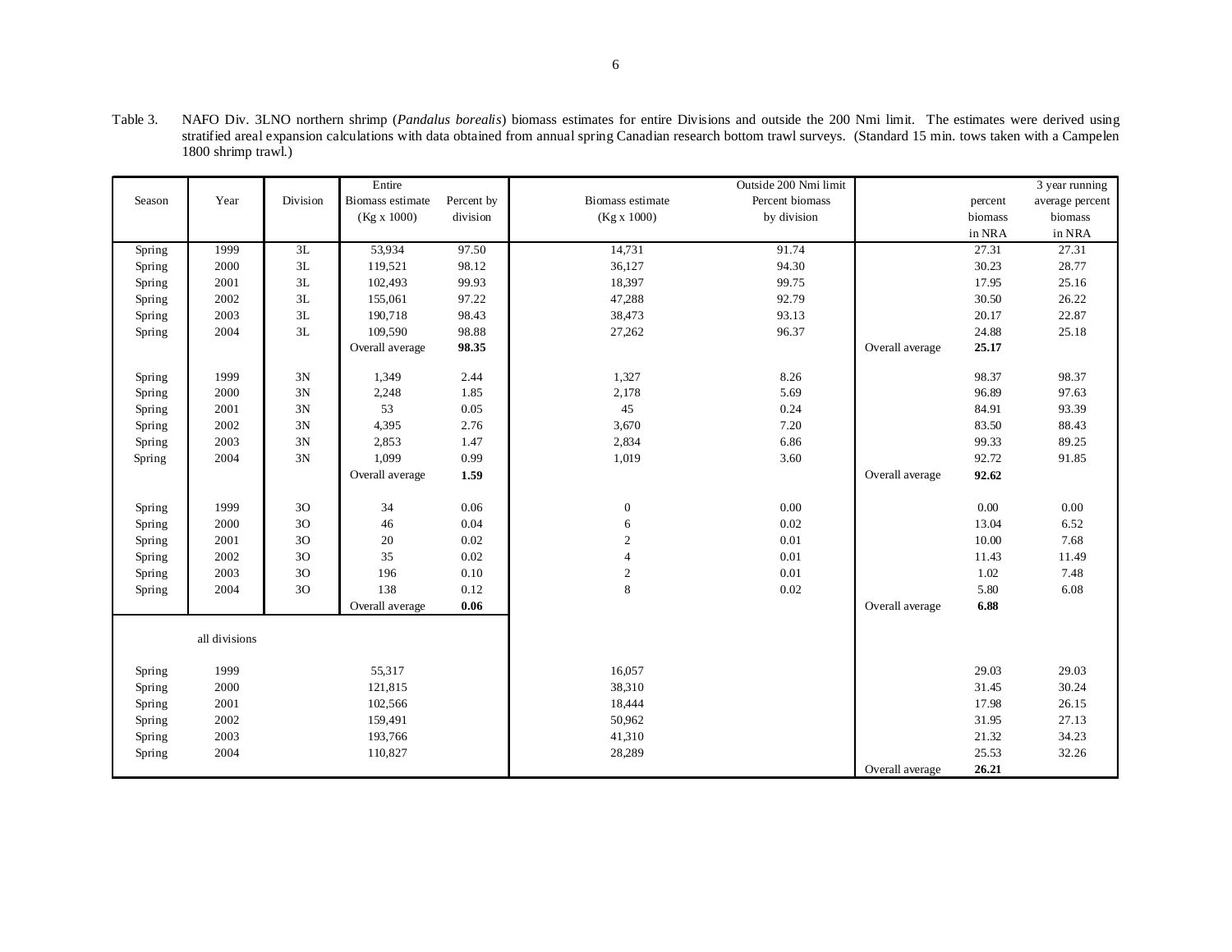Table 3. NAFO Div. 3LNO northern shrimp (*Pandalus borealis*) biomass estimates for entire Divisions and outside the 200 Nmi limit. The estimates were derived using stratified areal expansion calculations with data obtained from annual spring Canadian research bottom trawl surveys. (Standard 15 min. tows taken with a Campelen 1800 shrimp trawl.)

| Season | Year | Division | Entire Biomass estimate (Kg x 1000) | Percent by division | Outside 200 Nmi limit Biomass estimate (Kg x 1000) | Percent biomass by division | | percent biomass in NRA | 3 year running average percent biomass in NRA |
|---|---|---|---|---|---|---|---|---|---|
| Spring | 1999 | 3L | 53,934 | 97.50 | 14,731 | 91.74 | | 27.31 | 27.31 |
| Spring | 2000 | 3L | 119,521 | 98.12 | 36,127 | 94.30 | | 30.23 | 28.77 |
| Spring | 2001 | 3L | 102,493 | 99.93 | 18,397 | 99.75 | | 17.95 | 25.16 |
| Spring | 2002 | 3L | 155,061 | 97.22 | 47,288 | 92.79 | | 30.50 | 26.22 |
| Spring | 2003 | 3L | 190,718 | 98.43 | 38,473 | 93.13 | | 20.17 | 22.87 |
| Spring | 2004 | 3L | 109,590 | 98.88 | 27,262 | 96.37 | | 24.88 | 25.18 |
| | | | Overall average | **98.35** | | | Overall average | **25.17** | |
| Spring | 1999 | 3N | 1,349 | 2.44 | 1,327 | 8.26 | | 98.37 | 98.37 |
| Spring | 2000 | 3N | 2,248 | 1.85 | 2,178 | 5.69 | | 96.89 | 97.63 |
| Spring | 2001 | 3N | 53 | 0.05 | 45 | 0.24 | | 84.91 | 93.39 |
| Spring | 2002 | 3N | 4,395 | 2.76 | 3,670 | 7.20 | | 83.50 | 88.43 |
| Spring | 2003 | 3N | 2,853 | 1.47 | 2,834 | 6.86 | | 99.33 | 89.25 |
| Spring | 2004 | 3N | 1,099 | 0.99 | 1,019 | 3.60 | | 92.72 | 91.85 |
| | | | Overall average | **1.59** | | | Overall average | **92.62** | |
| Spring | 1999 | 3O | 34 | 0.06 | 0 | 0.00 | | 0.00 | 0.00 |
| Spring | 2000 | 3O | 46 | 0.04 | 6 | 0.02 | | 13.04 | 6.52 |
| Spring | 2001 | 3O | 20 | 0.02 | 2 | 0.01 | | 10.00 | 7.68 |
| Spring | 2002 | 3O | 35 | 0.02 | 4 | 0.01 | | 11.43 | 11.49 |
| Spring | 2003 | 3O | 196 | 0.10 | 2 | 0.01 | | 1.02 | 7.48 |
| Spring | 2004 | 3O | 138 | 0.12 | 8 | 0.02 | | 5.80 | 6.08 |
| | | | Overall average | **0.06** | | | Overall average | **6.88** | |
| | all divisions | | | | | | | | |
| Spring | 1999 | | 55,317 | | 16,057 | | | 29.03 | 29.03 |
| Spring | 2000 | | 121,815 | | 38,310 | | | 31.45 | 30.24 |
| Spring | 2001 | | 102,566 | | 18,444 | | | 17.98 | 26.15 |
| Spring | 2002 | | 159,491 | | 50,962 | | | 31.95 | 27.13 |
| Spring | 2003 | | 193,766 | | 41,310 | | | 21.32 | 34.23 |
| Spring | 2004 | | 110,827 | | 28,289 | | | 25.53 | 32.26 |
| | | | | | | | Overall average | **26.21** | |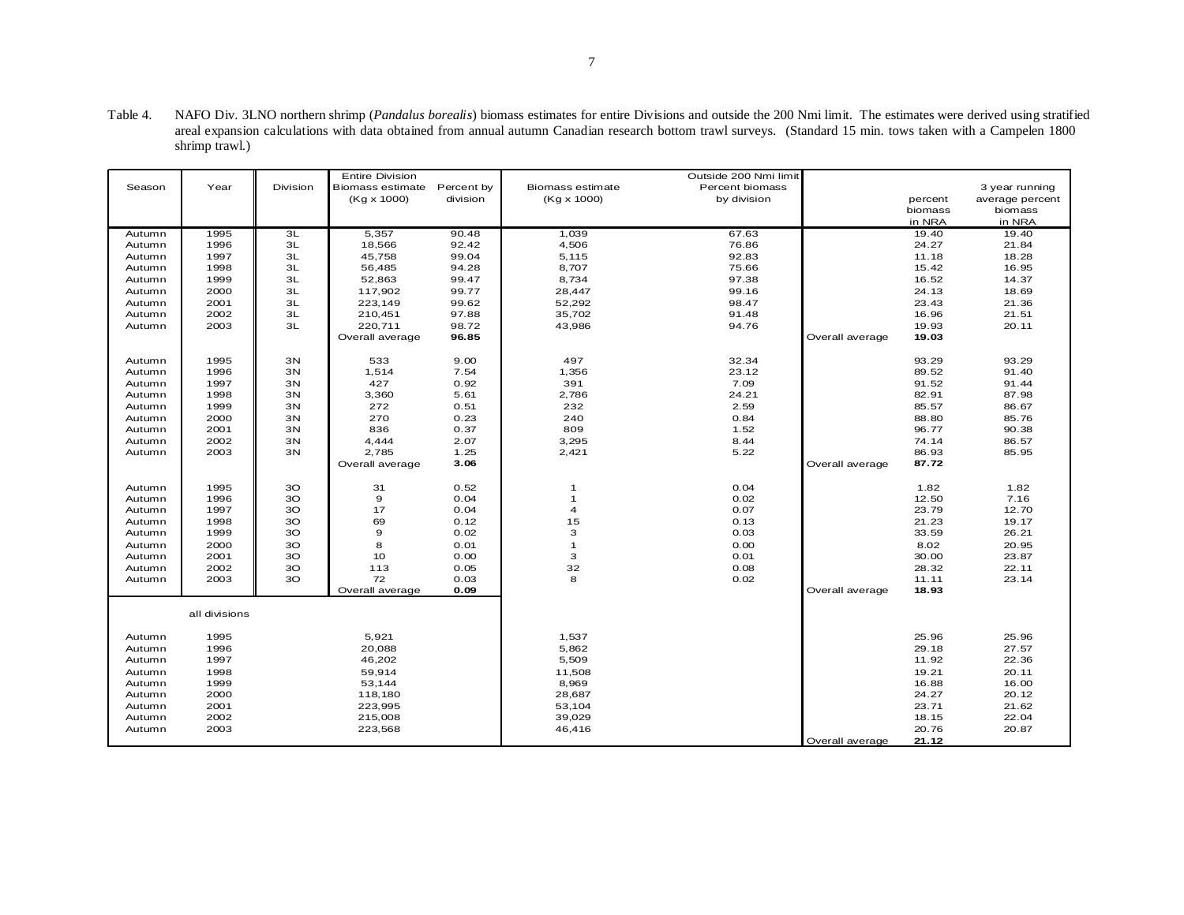Table 4. NAFO Div. 3LNO northern shrimp (*Pandalus borealis*) biomass estimates for entire Divisions and outside the 200 Nmi limit. The estimates were derived using stratified areal expansion calculations with data obtained from annual autumn Canadian research bottom trawl surveys. (Standard 15 min. tows taken with a Campelen 1800 shrimp trawl.)

| Season | Year | Division | Entire Division Biomass estimate (Kg x 1000) | Percent by division | Outside 200 Nmi limit Biomass estimate (Kg x 1000) | Outside 200 Nmi limit Percent biomass by division | | percent biomass in NRA | 3 year running average percent biomass in NRA |
|---|---|---|---|---|---|---|---|---|---|
| Autumn | 1995 | 3L | 5,357 | 90.48 | 1,039 | 67.63 | | 19.40 | 19.40 |
| Autumn | 1996 | 3L | 18,566 | 92.42 | 4,506 | 76.86 | | 24.27 | 21.84 |
| Autumn | 1997 | 3L | 45,758 | 99.04 | 5,115 | 92.83 | | 11.18 | 18.28 |
| Autumn | 1998 | 3L | 56,485 | 94.28 | 8,707 | 75.66 | | 15.42 | 16.95 |
| Autumn | 1999 | 3L | 52,863 | 99.47 | 8,734 | 97.38 | | 16.52 | 14.37 |
| Autumn | 2000 | 3L | 117,902 | 99.77 | 28,447 | 99.16 | | 24.13 | 18.69 |
| Autumn | 2001 | 3L | 223,149 | 99.62 | 52,292 | 98.47 | | 23.43 | 21.36 |
| Autumn | 2002 | 3L | 210,451 | 97.88 | 35,702 | 91.48 | | 16.96 | 21.51 |
| Autumn | 2003 | 3L | 220,711 | 98.72 | 43,986 | 94.76 | | 19.93 | 20.11 |
| | | | Overall average | **96.85** | | | Overall average | **19.03** | |
| Autumn | 1995 | 3N | 533 | 9.00 | 497 | 32.34 | | 93.29 | 93.29 |
| Autumn | 1996 | 3N | 1,514 | 7.54 | 1,356 | 23.12 | | 89.52 | 91.40 |
| Autumn | 1997 | 3N | 427 | 0.92 | 391 | 7.09 | | 91.52 | 91.44 |
| Autumn | 1998 | 3N | 3,360 | 5.61 | 2,786 | 24.21 | | 82.91 | 87.98 |
| Autumn | 1999 | 3N | 272 | 0.51 | 232 | 2.59 | | 85.57 | 86.67 |
| Autumn | 2000 | 3N | 270 | 0.23 | 240 | 0.84 | | 88.80 | 85.76 |
| Autumn | 2001 | 3N | 836 | 0.37 | 809 | 1.52 | | 96.77 | 90.38 |
| Autumn | 2002 | 3N | 4,444 | 2.07 | 3,295 | 8.44 | | 74.14 | 86.57 |
| Autumn | 2003 | 3N | 2,785 | 1.25 | 2,421 | 5.22 | | 86.93 | 85.95 |
| | | | Overall average | **3.06** | | | Overall average | **87.72** | |
| Autumn | 1995 | 3O | 31 | 0.52 | 1 | 0.04 | | 1.82 | 1.82 |
| Autumn | 1996 | 3O | 9 | 0.04 | 1 | 0.02 | | 12.50 | 7.16 |
| Autumn | 1997 | 3O | 17 | 0.04 | 4 | 0.07 | | 23.79 | 12.70 |
| Autumn | 1998 | 3O | 69 | 0.12 | 15 | 0.13 | | 21.23 | 19.17 |
| Autumn | 1999 | 3O | 9 | 0.02 | 3 | 0.03 | | 33.59 | 26.21 |
| Autumn | 2000 | 3O | 8 | 0.01 | 1 | 0.00 | | 8.02 | 20.95 |
| Autumn | 2001 | 3O | 10 | 0.00 | 3 | 0.01 | | 30.00 | 23.87 |
| Autumn | 2002 | 3O | 113 | 0.05 | 32 | 0.08 | | 28.32 | 22.11 |
| Autumn | 2003 | 3O | 72 | 0.03 | 8 | 0.02 | | 11.11 | 23.14 |
| | | | Overall average | **0.09** | | | Overall average | **18.93** | |
| | all divisions | | | | | | | | |
| Autumn | 1995 | | 5,921 | | 1,537 | | | 25.96 | 25.96 |
| Autumn | 1996 | | 20,088 | | 5,862 | | | 29.18 | 27.57 |
| Autumn | 1997 | | 46,202 | | 5,509 | | | 11.92 | 22.36 |
| Autumn | 1998 | | 59,914 | | 11,508 | | | 19.21 | 20.11 |
| Autumn | 1999 | | 53,144 | | 8,969 | | | 16.88 | 16.00 |
| Autumn | 2000 | | 118,180 | | 28,687 | | | 24.27 | 20.12 |
| Autumn | 2001 | | 223,995 | | 53,104 | | | 23.71 | 21.62 |
| Autumn | 2002 | | 215,008 | | 39,029 | | | 18.15 | 22.04 |
| Autumn | 2003 | | 223,568 | | 46,416 | | | 20.76 | 20.87 |
| | | | | | | | Overall average | **21.12** | |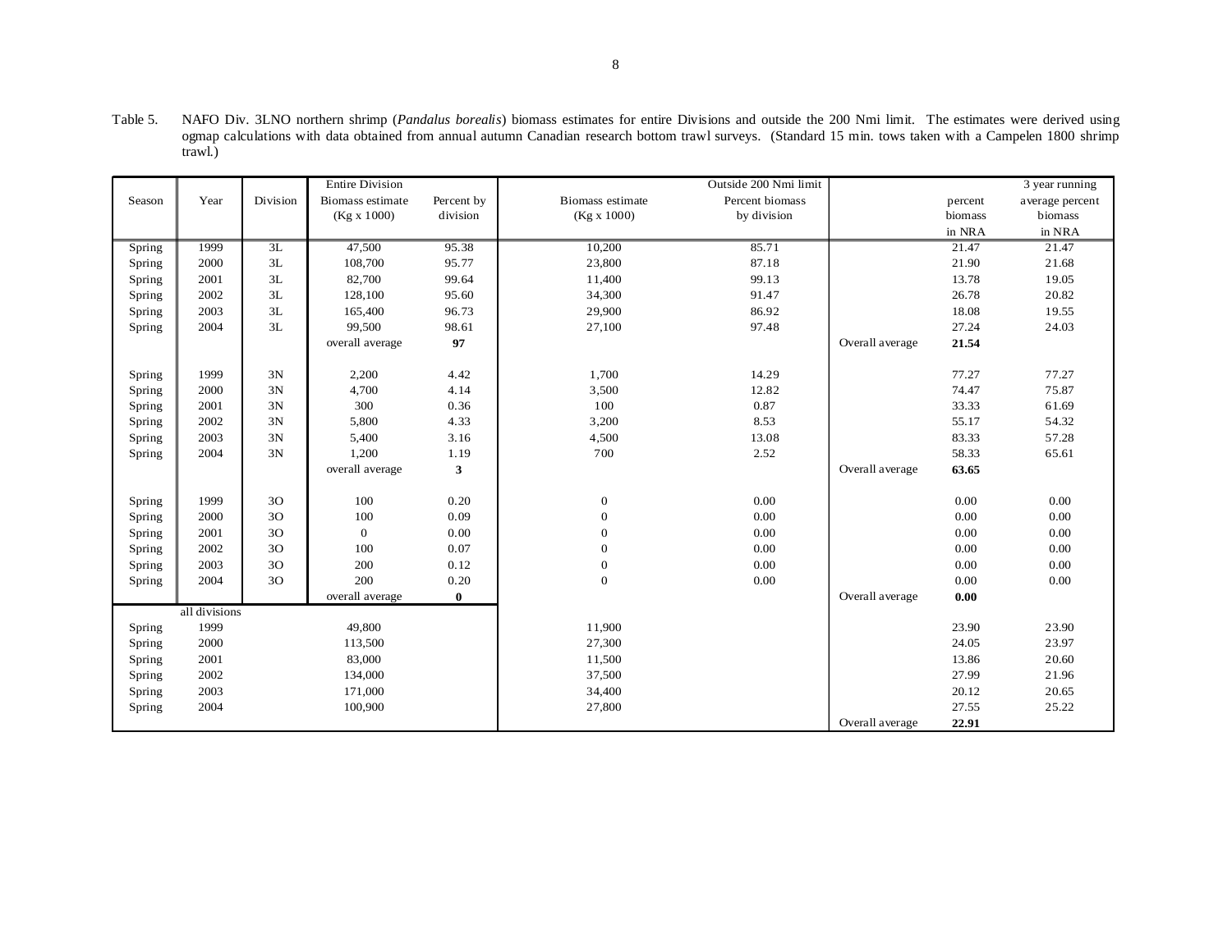Table 5. NAFO Div. 3LNO northern shrimp (*Pandalus borealis*) biomass estimates for entire Divisions and outside the 200 Nmi limit. The estimates were derived using ogmap calculations with data obtained from annual autumn Canadian research bottom trawl surveys. (Standard 15 min. tows taken with a Campelen 1800 shrimp trawl.)

| Season | Year | Division | Entire Division Biomass estimate (Kg x 1000) | Percent by division | Biomass estimate (Kg x 1000) | Outside 200 Nmi limit Percent biomass by division | | percent biomass in NRA | 3 year running average percent biomass in NRA |
|---|---|---|---|---|---|---|---|---|---|
| Spring | 1999 | 3L | 47,500 | 95.38 | 10,200 | 85.71 | | 21.47 | 21.47 |
| Spring | 2000 | 3L | 108,700 | 95.77 | 23,800 | 87.18 | | 21.90 | 21.68 |
| Spring | 2001 | 3L | 82,700 | 99.64 | 11,400 | 99.13 | | 13.78 | 19.05 |
| Spring | 2002 | 3L | 128,100 | 95.60 | 34,300 | 91.47 | | 26.78 | 20.82 |
| Spring | 2003 | 3L | 165,400 | 96.73 | 29,900 | 86.92 | | 18.08 | 19.55 |
| Spring | 2004 | 3L | 99,500 | 98.61 | 27,100 | 97.48 | | 27.24 | 24.03 |
| | | | overall average | **97** | | | Overall average | **21.54** | |
| Spring | 1999 | 3N | 2,200 | 4.42 | 1,700 | 14.29 | | 77.27 | 77.27 |
| Spring | 2000 | 3N | 4,700 | 4.14 | 3,500 | 12.82 | | 74.47 | 75.87 |
| Spring | 2001 | 3N | 300 | 0.36 | 100 | 0.87 | | 33.33 | 61.69 |
| Spring | 2002 | 3N | 5,800 | 4.33 | 3,200 | 8.53 | | 55.17 | 54.32 |
| Spring | 2003 | 3N | 5,400 | 3.16 | 4,500 | 13.08 | | 83.33 | 57.28 |
| Spring | 2004 | 3N | 1,200 | 1.19 | 700 | 2.52 | | 58.33 | 65.61 |
| | | | overall average | **3** | | | Overall average | **63.65** | |
| Spring | 1999 | 3O | 100 | 0.20 | 0 | 0.00 | | 0.00 | 0.00 |
| Spring | 2000 | 3O | 100 | 0.09 | 0 | 0.00 | | 0.00 | 0.00 |
| Spring | 2001 | 3O | 0 | 0.00 | 0 | 0.00 | | 0.00 | 0.00 |
| Spring | 2002 | 3O | 100 | 0.07 | 0 | 0.00 | | 0.00 | 0.00 |
| Spring | 2003 | 3O | 200 | 0.12 | 0 | 0.00 | | 0.00 | 0.00 |
| Spring | 2004 | 3O | 200 | 0.20 | 0 | 0.00 | | 0.00 | 0.00 |
| | | | overall average | **0** | | | Overall average | **0.00** | |
| | all divisions | | | | | | | | |
| Spring | 1999 | | 49,800 | | 11,900 | | | 23.90 | 23.90 |
| Spring | 2000 | | 113,500 | | 27,300 | | | 24.05 | 23.97 |
| Spring | 2001 | | 83,000 | | 11,500 | | | 13.86 | 20.60 |
| Spring | 2002 | | 134,000 | | 37,500 | | | 27.99 | 21.96 |
| Spring | 2003 | | 171,000 | | 34,400 | | | 20.12 | 20.65 |
| Spring | 2004 | | 100,900 | | 27,800 | | | 27.55 | 25.22 |
| | | | | | | | Overall average | **22.91** | |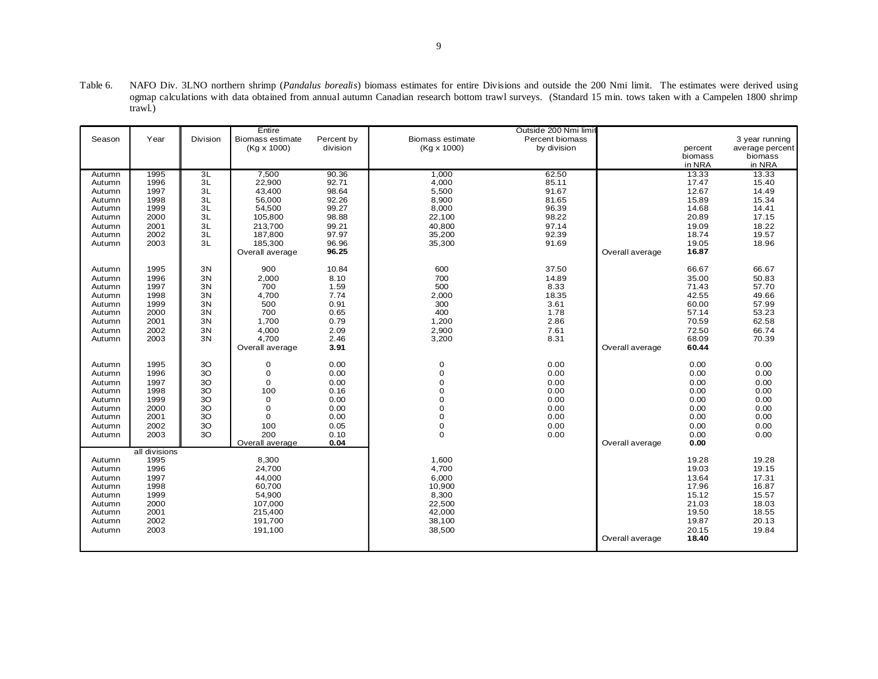Table 6. NAFO Div. 3LNO northern shrimp (*Pandalus borealis*) biomass estimates for entire Divisions and outside the 200 Nmi limit. The estimates were derived using ogmap calculations with data obtained from annual autumn Canadian research bottom trawl surveys. (Standard 15 min. tows taken with a Campelen 1800 shrimp trawl.)

| Season | Year | Division | Entire Biomass estimate (Kg x 1000) | Percent by division | Outside 200 Nmi limit Biomass estimate (Kg x 1000) | Outside 200 Nmi limit Percent biomass by division | | percent biomass in NRA | 3 year running average percent biomass in NRA |
|---|---|---|---|---|---|---|---|---|---|
| Autumn | 1995 | 3L | 7,500 | 90.36 | 1,000 | 62.50 | | 13.33 | 13.33 |
| Autumn | 1996 | 3L | 22,900 | 92.71 | 4,000 | 85.11 | | 17.47 | 15.40 |
| Autumn | 1997 | 3L | 43,400 | 98.64 | 5,500 | 91.67 | | 12.67 | 14.49 |
| Autumn | 1998 | 3L | 56,000 | 92.26 | 8,900 | 81.65 | | 15.89 | 15.34 |
| Autumn | 1999 | 3L | 54,500 | 99.27 | 8,000 | 96.39 | | 14.68 | 14.41 |
| Autumn | 2000 | 3L | 105,800 | 98.88 | 22,100 | 98.22 | | 20.89 | 17.15 |
| Autumn | 2001 | 3L | 213,700 | 99.21 | 40,800 | 97.14 | | 19.09 | 18.22 |
| Autumn | 2002 | 3L | 187,800 | 97.97 | 35,200 | 92.39 | | 18.74 | 19.57 |
| Autumn | 2003 | 3L | 185,300 | 96.96 | 35,300 | 91.69 | | 19.05 | 18.96 |
| | | | Overall average | **96.25** | | | Overall average | **16.87** | |
| Autumn | 1995 | 3N | 900 | 10.84 | 600 | 37.50 | | 66.67 | 66.67 |
| Autumn | 1996 | 3N | 2,000 | 8.10 | 700 | 14.89 | | 35.00 | 50.83 |
| Autumn | 1997 | 3N | 700 | 1.59 | 500 | 8.33 | | 71.43 | 57.70 |
| Autumn | 1998 | 3N | 4,700 | 7.74 | 2,000 | 18.35 | | 42.55 | 49.66 |
| Autumn | 1999 | 3N | 500 | 0.91 | 300 | 3.61 | | 60.00 | 57.99 |
| Autumn | 2000 | 3N | 700 | 0.65 | 400 | 1.78 | | 57.14 | 53.23 |
| Autumn | 2001 | 3N | 1,700 | 0.79 | 1,200 | 2.86 | | 70.59 | 62.58 |
| Autumn | 2002 | 3N | 4,000 | 2.09 | 2,900 | 7.61 | | 72.50 | 66.74 |
| Autumn | 2003 | 3N | 4,700 | 2.46 | 3,200 | 8.31 | | 68.09 | 70.39 |
| | | | Overall average | **3.91** | | | Overall average | **60.44** | |
| Autumn | 1995 | 3O | 0 | 0.00 | 0 | 0.00 | | 0.00 | 0.00 |
| Autumn | 1996 | 3O | 0 | 0.00 | 0 | 0.00 | | 0.00 | 0.00 |
| Autumn | 1997 | 3O | 0 | 0.00 | 0 | 0.00 | | 0.00 | 0.00 |
| Autumn | 1998 | 3O | 100 | 0.16 | 0 | 0.00 | | 0.00 | 0.00 |
| Autumn | 1999 | 3O | 0 | 0.00 | 0 | 0.00 | | 0.00 | 0.00 |
| Autumn | 2000 | 3O | 0 | 0.00 | 0 | 0.00 | | 0.00 | 0.00 |
| Autumn | 2001 | 3O | 0 | 0.00 | 0 | 0.00 | | 0.00 | 0.00 |
| Autumn | 2002 | 3O | 100 | 0.05 | 0 | 0.00 | | 0.00 | 0.00 |
| Autumn | 2003 | 3O | 200 | 0.10 | 0 | 0.00 | | 0.00 | 0.00 |
| | | | Overall average | **0.04** | | | Overall average | **0.00** | |
| | all divisions | | | | | | | | |
| Autumn | 1995 | | 8,300 | | 1,600 | | | 19.28 | 19.28 |
| Autumn | 1996 | | 24,700 | | 4,700 | | | 19.03 | 19.15 |
| Autumn | 1997 | | 44,000 | | 6,000 | | | 13.64 | 17.31 |
| Autumn | 1998 | | 60,700 | | 10,900 | | | 17.96 | 16.87 |
| Autumn | 1999 | | 54,900 | | 8,300 | | | 15.12 | 15.57 |
| Autumn | 2000 | | 107,000 | | 22,500 | | | 21.03 | 18.03 |
| Autumn | 2001 | | 215,400 | | 42,000 | | | 19.50 | 18.55 |
| Autumn | 2002 | | 191,700 | | 38,100 | | | 19.87 | 20.13 |
| Autumn | 2003 | | 191,100 | | 38,500 | | | 20.15 | 19.84 |
| | | | | | | | Overall average | **18.40** | |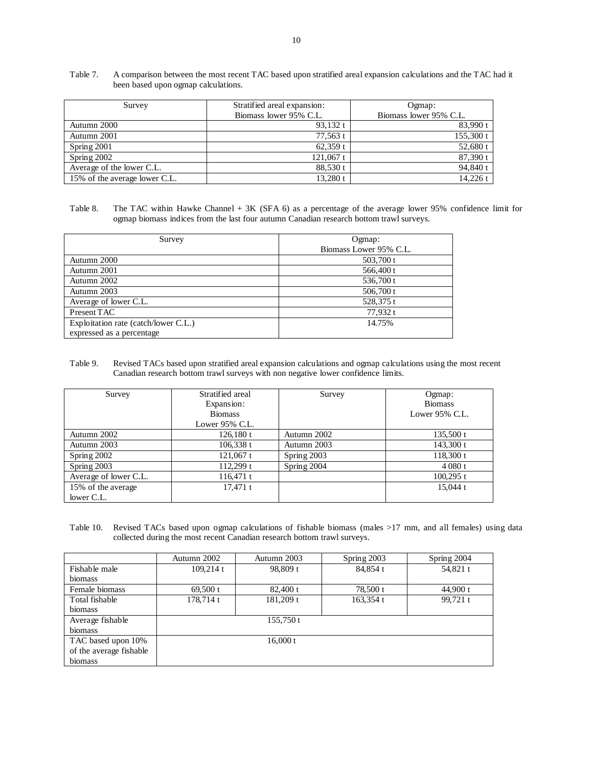Table 7. A comparison between the most recent TAC based upon stratified areal expansion calculations and the TAC had it been based upon ogmap calculations.

| Survey | Stratified areal expansion: Biomass lower 95% C.L. | Ogmap: Biomass lower 95% C.L. |
|---|---|---|
| Autumn 2000 | 93,132 t | 83,990 t |
| Autumn 2001 | 77,563 t | 155,300 t |
| Spring 2001 | 62,359 t | 52,680 t |
| Spring 2002 | 121,067 t | 87,390 t |
| Average of the lower C.L. | 88,530 t | 94,840 t |
| 15% of the average lower C.L. | 13,280 t | 14,226 t |

Table 8. The TAC within Hawke Channel + 3K (SFA 6) as a percentage of the average lower 95% confidence limit for ogmap biomass indices from the last four autumn Canadian research bottom trawl surveys.

| Survey | Ogmap: Biomass Lower 95% C.L. |
|---|---|
| Autumn 2000 | 503,700 t |
| Autumn 2001 | 566,400 t |
| Autumn 2002 | 536,700 t |
| Autumn 2003 | 506,700 t |
| Average of lower C.L. | 528,375 t |
| Present TAC | 77,932 t |
| Exploitation rate (catch/lower C.L.) expressed as a percentage | 14.75% |

Table 9. Revised TACs based upon stratified areal expansion calculations and ogmap calculations using the most recent Canadian research bottom trawl surveys with non negative lower confidence limits.

| Survey | Stratified areal Expansion: Biomass Lower 95% C.L. | Survey | Ogmap: Biomass Lower 95% C.L. |
|---|---|---|---|
| Autumn 2002 | 126,180 t | Autumn 2002 | 135,500 t |
| Autumn 2003 | 106,338 t | Autumn 2003 | 143,300 t |
| Spring 2002 | 121,067 t | Spring 2003 | 118,300 t |
| Spring 2003 | 112,299 t | Spring 2004 | 4 080 t |
| Average of lower C.L. | 116,471 t | | 100,295 t |
| 15% of the average lower C.L. | 17,471 t | | 15,044 t |

Table 10. Revised TACs based upon ogmap calculations of fishable biomass (males >17 mm, and all females) using data collected during the most recent Canadian research bottom trawl surveys.

| | Autumn 2002 | Autumn 2003 | Spring 2003 | Spring 2004 |
|---|---|---|---|---|
| Fishable male biomass | 109,214 t | 98,809 t | 84,854 t | 54,821 t |
| Female biomass | 69,500 t | 82,400 t | 78,500 t | 44,900 t |
| Total fishable biomass | 178,714 t | 181,209 t | 163,354 t | 99,721 t |
| Average fishable biomass | 155,750 t | | | |
| TAC based upon 10% of the average fishable biomass | 16,000 t | | | |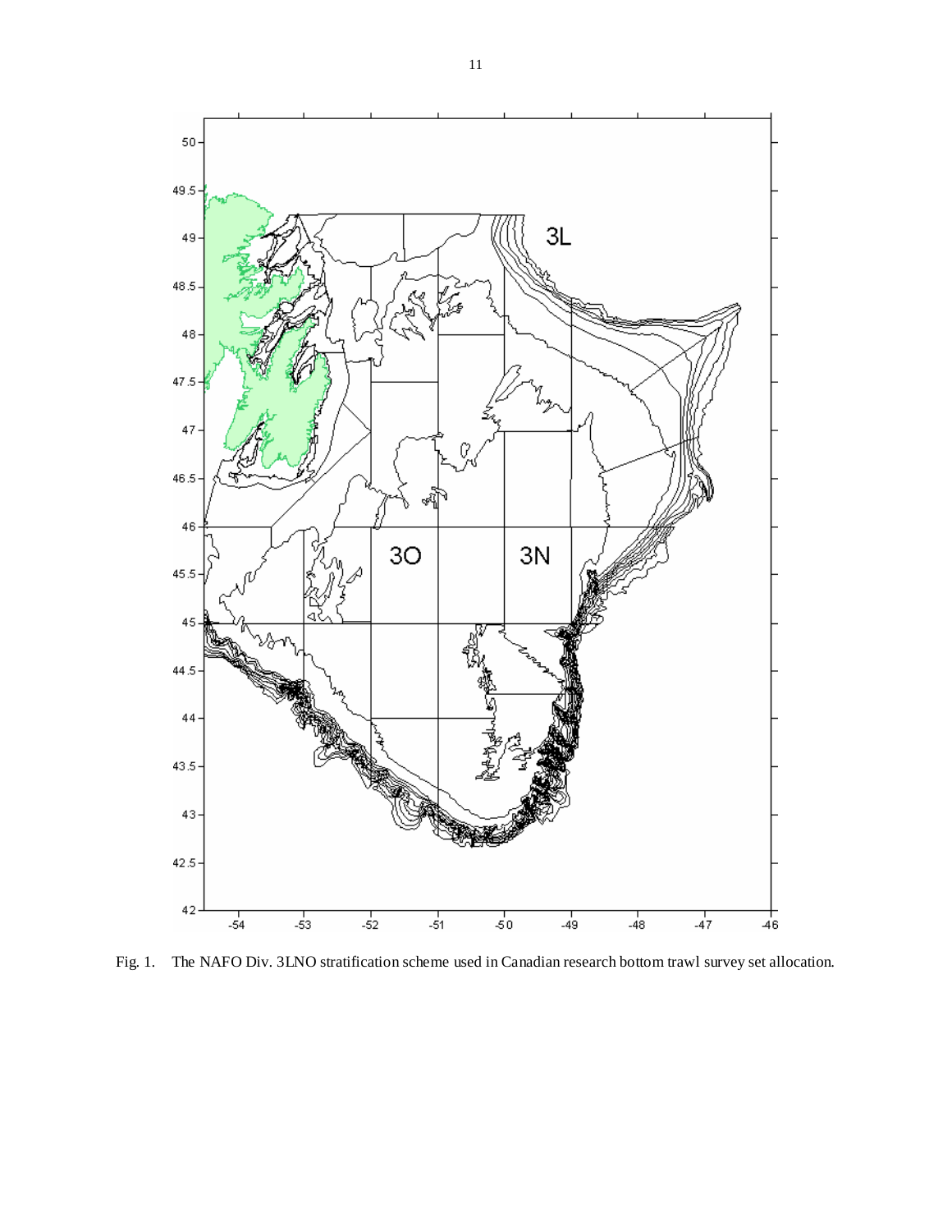Fig. 1. The NAFO Div. 3LNO stratification scheme used in Canadian research bottom trawl survey set allocation.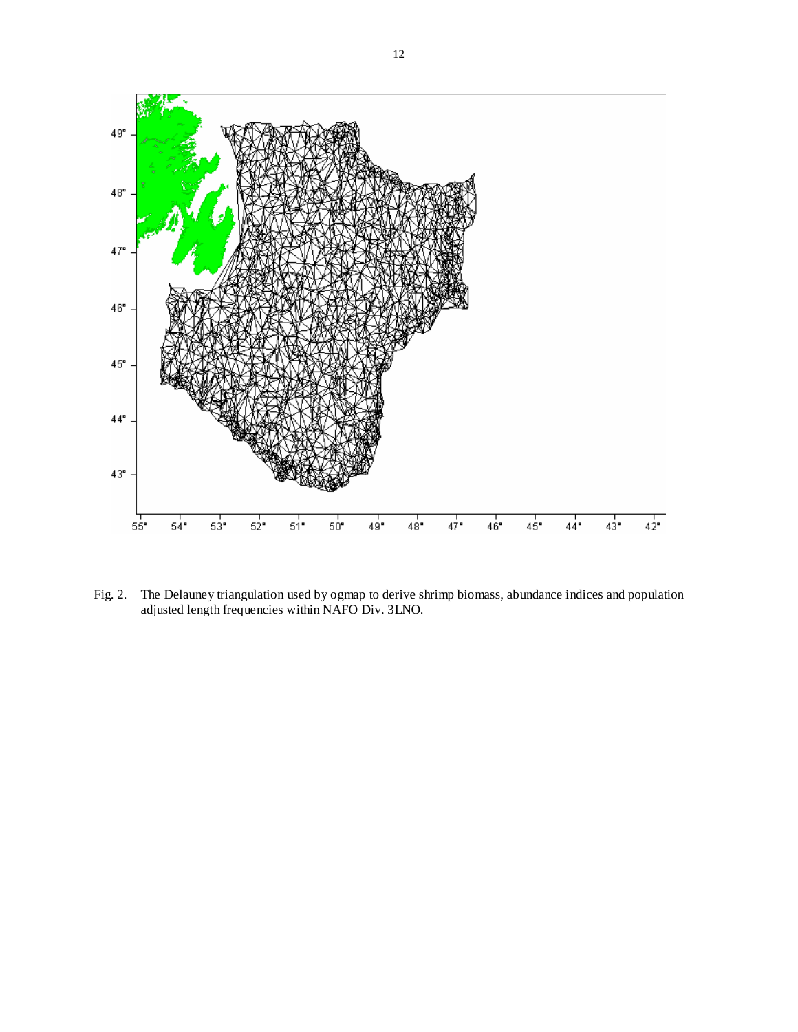Fig. 2. The Delauney triangulation used by ogmap to derive shrimp biomass, abundance indices and population adjusted length frequencies within NAFO Div. 3LNO.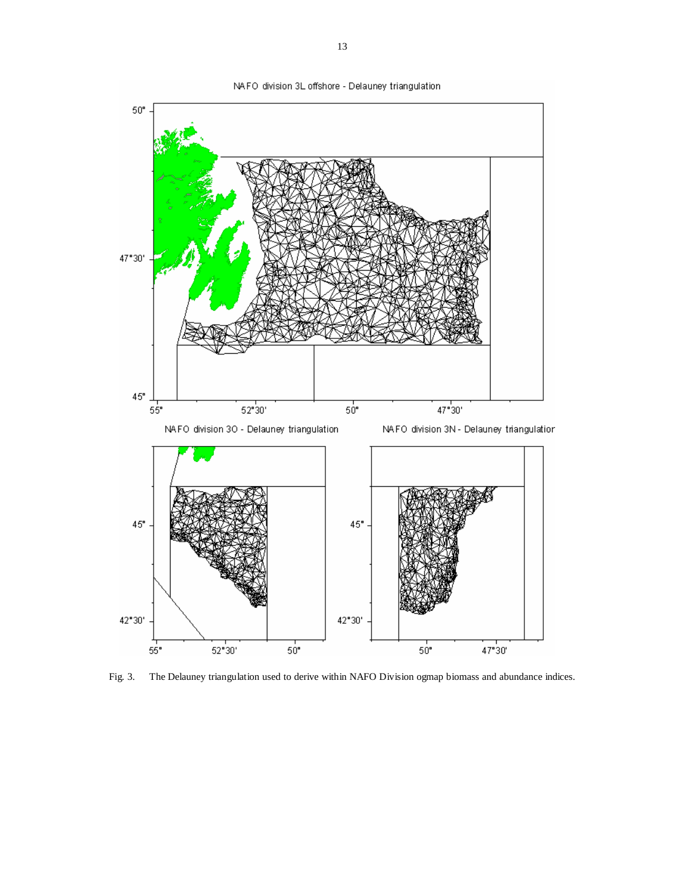Fig. 3. The Delauney triangulation used to derive within NAFO Division ogmap biomass and abundance indices.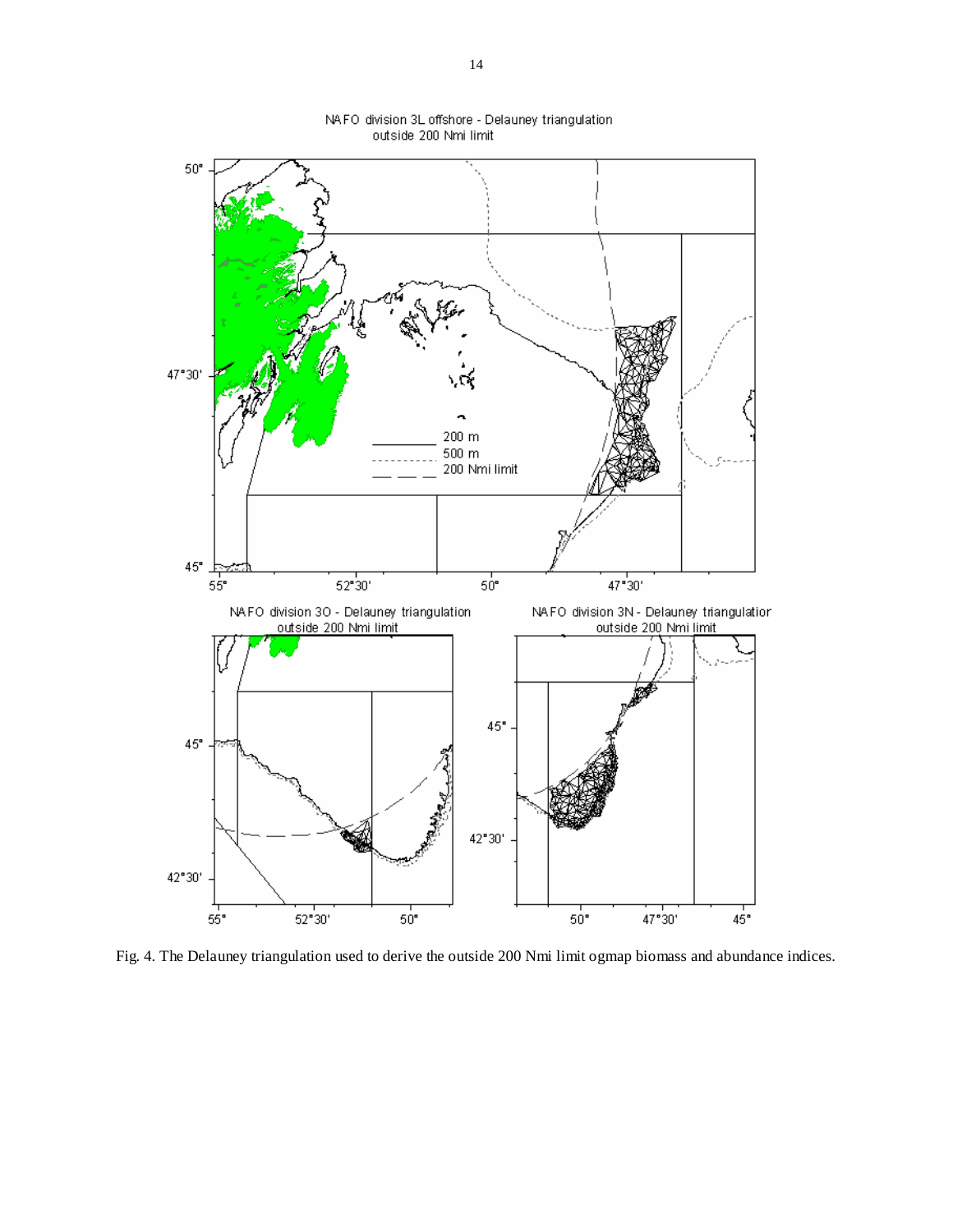Fig. 4. The Delauney triangulation used to derive the outside 200 Nmi limit ogmap biomass and abundance indices.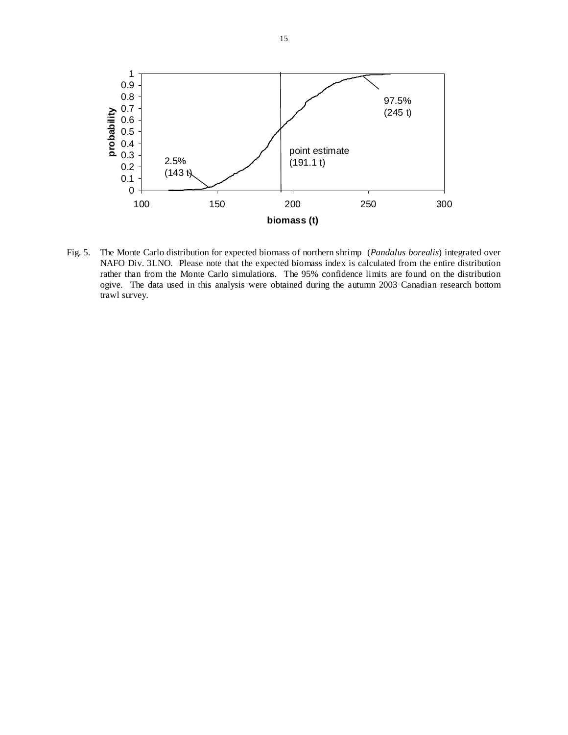Fig. 5. The Monte Carlo distribution for expected biomass of northern shrimp (*Pandalus borealis*) integrated over NAFO Div. 3LNO. Please note that the expected biomass index is calculated from the entire distribution rather than from the Monte Carlo simulations. The 95% confidence limits are found on the distribution ogive. The data used in this analysis were obtained during the autumn 2003 Canadian research bottom trawl survey.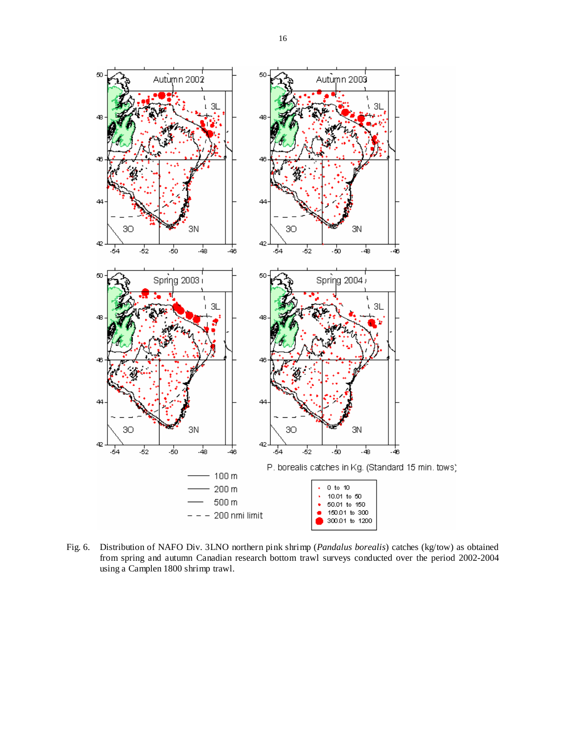Fig. 6. Distribution of NAFO Div. 3LNO northern pink shrimp (*Pandalus borealis*) catches (kg/tow) as obtained from spring and autumn Canadian research bottom trawl surveys conducted over the period 2002-2004 using a Camplen 1800 shrimp trawl.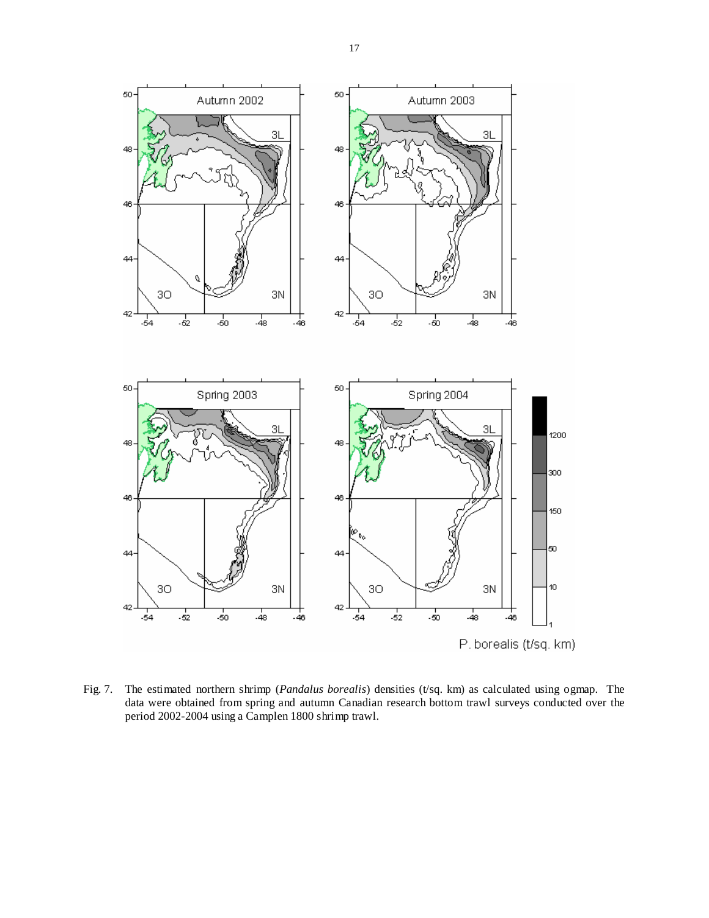Fig. 7. The estimated northern shrimp (*Pandalus borealis*) densities (t/sq. km) as calculated using ogmap. The data were obtained from spring and autumn Canadian research bottom trawl surveys conducted over the period 2002-2004 using a Camplen 1800 shrimp trawl.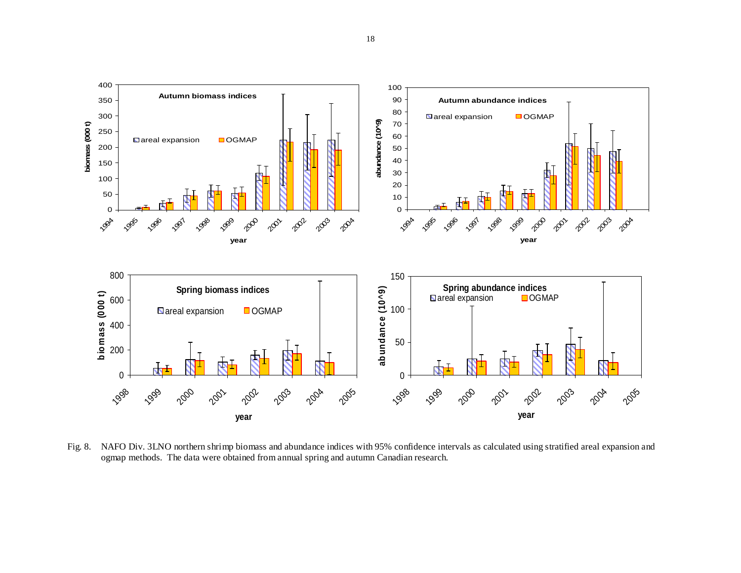Fig. 8. NAFO Div. 3LNO northern shrimp biomass and abundance indices with 95% confidence intervals as calculated using stratified areal expansion and ogmap methods. The data were obtained from annual spring and autumn Canadian research.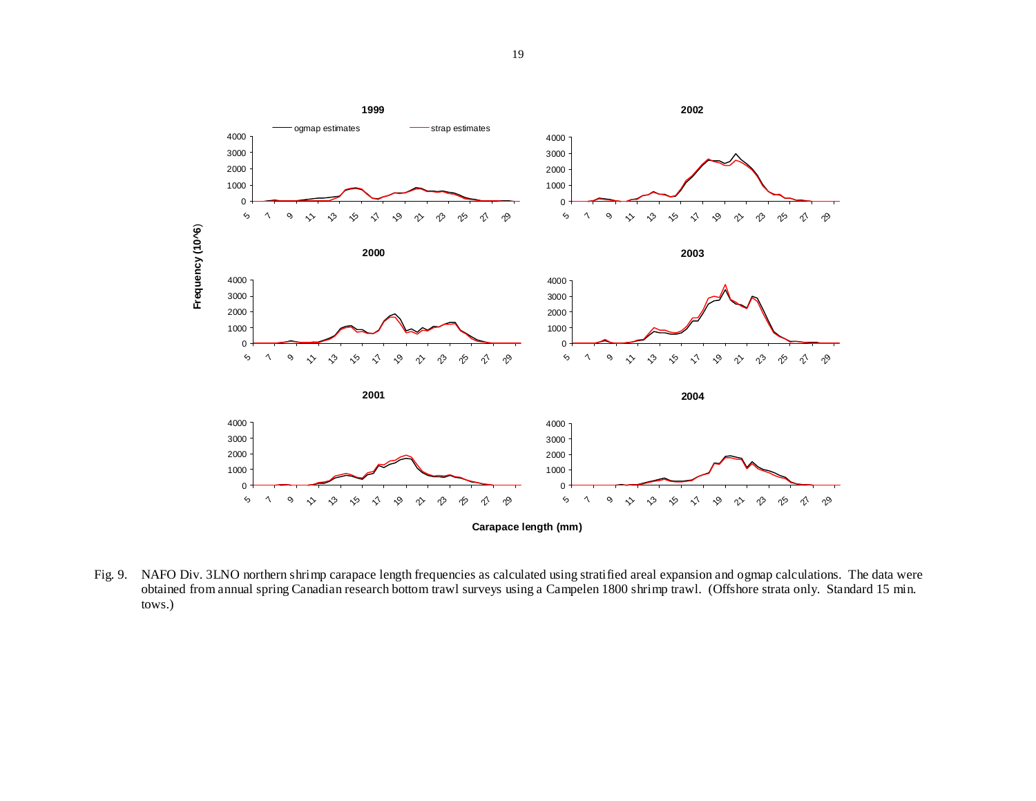Fig. 9. NAFO Div. 3LNO northern shrimp carapace length frequencies as calculated using stratified areal expansion and ogmap calculations. The data were obtained from annual spring Canadian research bottom trawl surveys using a Campelen 1800 shrimp trawl. (Offshore strata only. Standard 15 min. tows.)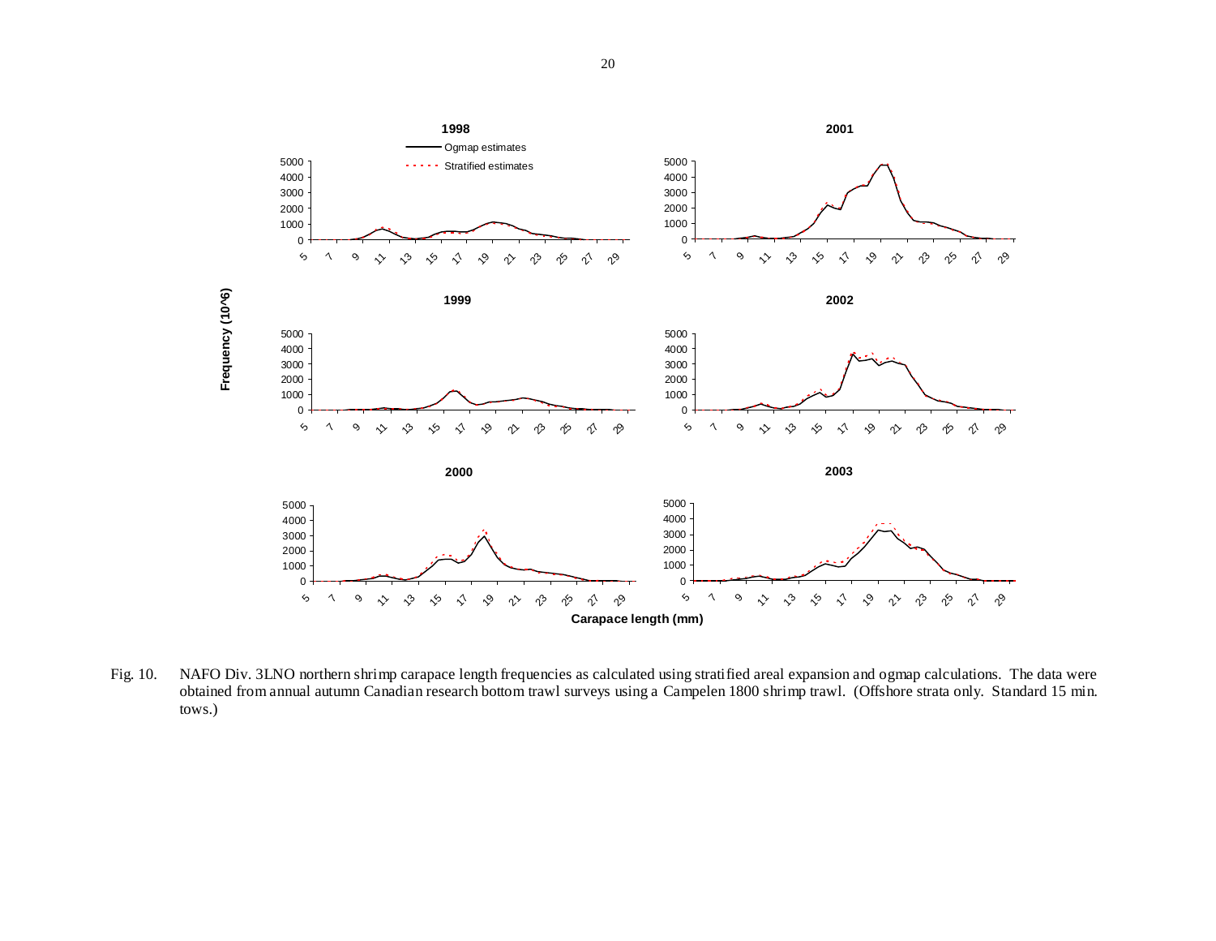1998

Ogmap estimates

Stratified estimates

5000
4000
3000
2000
1000
0

5 7 9 11 13 15 17 19 21 23 25 27 29

2001

5000
4000
3000
2000
1000
0

5 7 9 11 13 15 17 19 21 23 25 27 29

Frequency (10^6)

1999

5000
4000
3000
2000
1000
0

5 7 9 11 13 15 17 19 21 23 25 27 29

2002

5000
4000
3000
2000
1000
0

5 7 9 11 13 15 17 19 21 23 25 27 29

2000

5000
4000
3000
2000
1000
0

5 7 9 11 13 15 17 19 21 23 25 27 29

2003

5000
4000
3000
2000
1000
0

5 7 9 11 13 15 17 19 21 23 25 27 29

Carapace length (mm)

Fig. 10. NAFO Div. 3LNO northern shrimp carapace length frequencies as calculated using stratified areal expansion and ogmap calculations. The data were obtained from annual autumn Canadian research bottom trawl surveys using a Campelen 1800 shrimp trawl. (Offshore strata only. Standard 15 min. tows.)